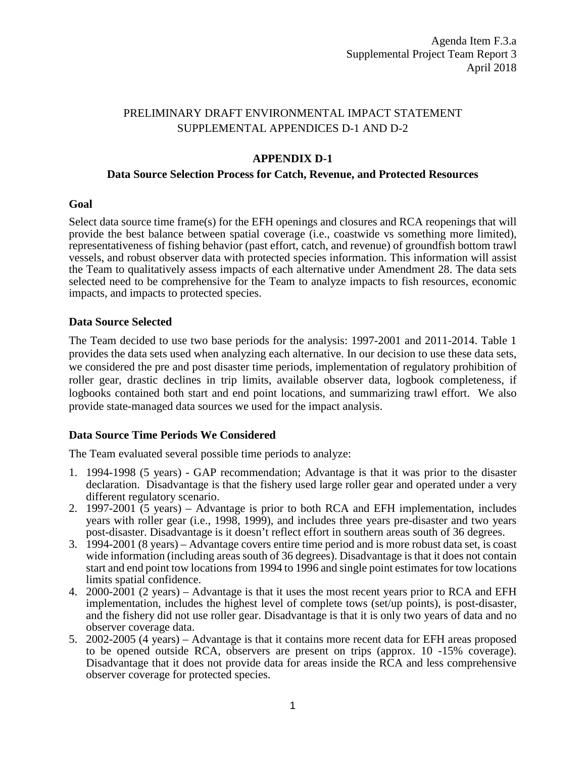Agenda Item F.3.a
Supplemental Project Team Report 3
April 2018

PRELIMINARY DRAFT ENVIRONMENTAL IMPACT STATEMENT
SUPPLEMENTAL APPENDICES D-1 AND D-2

# APPENDIX D-1

## Data Source Selection Process for Catch, Revenue, and Protected Resources

### Goal

Select data source time frame(s) for the EFH openings and closures and RCA reopenings that will provide the best balance between spatial coverage (i.e., coastwide vs something more limited), representativeness of fishing behavior (past effort, catch, and revenue) of groundfish bottom trawl vessels, and robust observer data with protected species information. This information will assist the Team to qualitatively assess impacts of each alternative under Amendment 28. The data sets selected need to be comprehensive for the Team to analyze impacts to fish resources, economic impacts, and impacts to protected species.

### Data Source Selected

The Team decided to use two base periods for the analysis: 1997-2001 and 2011-2014. Table 1 provides the data sets used when analyzing each alternative. In our decision to use these data sets, we considered the pre and post disaster time periods, implementation of regulatory prohibition of roller gear, drastic declines in trip limits, available observer data, logbook completeness, if logbooks contained both start and end point locations, and summarizing trawl effort. We also provide state-managed data sources we used for the impact analysis.

### Data Source Time Periods We Considered

The Team evaluated several possible time periods to analyze:

1. 1994-1998 (5 years) - GAP recommendation; Advantage is that it was prior to the disaster declaration. Disadvantage is that the fishery used large roller gear and operated under a very different regulatory scenario.
2. 1997-2001 (5 years) – Advantage is prior to both RCA and EFH implementation, includes years with roller gear (i.e., 1998, 1999), and includes three years pre-disaster and two years post-disaster. Disadvantage is it doesn't reflect effort in southern areas south of 36 degrees.
3. 1994-2001 (8 years) – Advantage covers entire time period and is more robust data set, is coast wide information (including areas south of 36 degrees). Disadvantage is that it does not contain start and end point tow locations from 1994 to 1996 and single point estimates for tow locations limits spatial confidence.
4. 2000-2001 (2 years) – Advantage is that it uses the most recent years prior to RCA and EFH implementation, includes the highest level of complete tows (set/up points), is post-disaster, and the fishery did not use roller gear. Disadvantage is that it is only two years of data and no observer coverage data.
5. 2002-2005 (4 years) – Advantage is that it contains more recent data for EFH areas proposed to be opened outside RCA, observers are present on trips (approx. 10 -15% coverage). Disadvantage that it does not provide data for areas inside the RCA and less comprehensive observer coverage for protected species.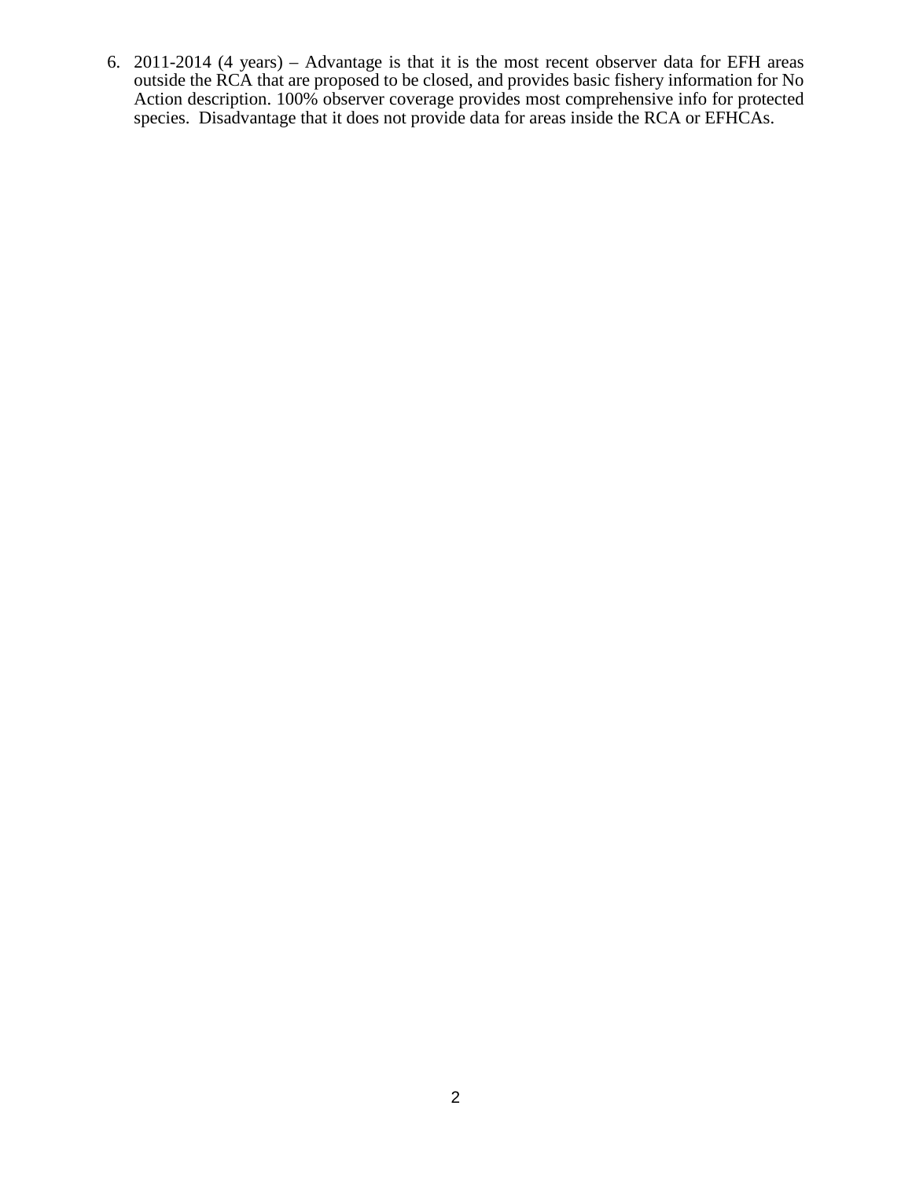6. 2011-2014 (4 years) – Advantage is that it is the most recent observer data for EFH areas outside the RCA that are proposed to be closed, and provides basic fishery information for No Action description. 100% observer coverage provides most comprehensive info for protected species. Disadvantage that it does not provide data for areas inside the RCA or EFHCAs.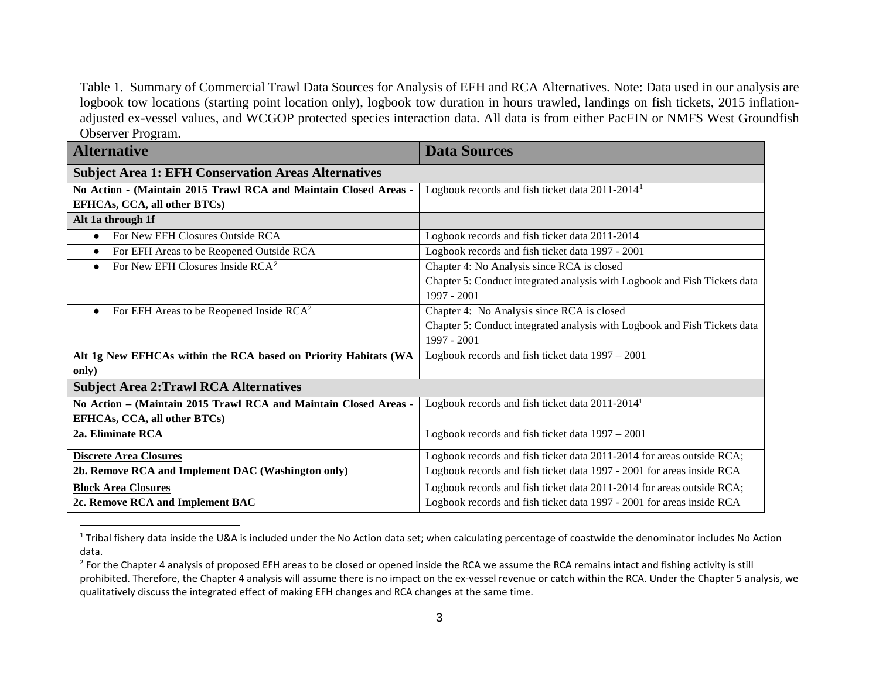Table 1. Summary of Commercial Trawl Data Sources for Analysis of EFH and RCA Alternatives. Note: Data used in our analysis are logbook tow locations (starting point location only), logbook tow duration in hours trawled, landings on fish tickets, 2015 inflation-adjusted ex-vessel values, and WCGOP protected species interaction data. All data is from either PacFIN or NMFS West Groundfish Observer Program.

| **Alternative** | **Data Sources** |
|---|---|
| **Subject Area 1: EFH Conservation Areas Alternatives** | |
| **No Action - (Maintain 2015 Trawl RCA and Maintain Closed Areas - EFHCAs, CCA, all other BTCs)** | Logbook records and fish ticket data 2011-2014[1] |
| **Alt 1a through 1f** | |
| ● For New EFH Closures Outside RCA | Logbook records and fish ticket data 2011-2014 |
| ● For EFH Areas to be Reopened Outside RCA | Logbook records and fish ticket data 1997 - 2001 |
| ● For New EFH Closures Inside RCA[2] | Chapter 4: No Analysis since RCA is closed<br>Chapter 5: Conduct integrated analysis with Logbook and Fish Tickets data 1997 - 2001 |
| ● For EFH Areas to be Reopened Inside RCA[2] | Chapter 4: No Analysis since RCA is closed<br>Chapter 5: Conduct integrated analysis with Logbook and Fish Tickets data 1997 - 2001 |
| **Alt 1g New EFHCAs within the RCA based on Priority Habitats (WA only)** | Logbook records and fish ticket data 1997 – 2001 |
| **Subject Area 2:Trawl RCA Alternatives** | |
| **No Action – (Maintain 2015 Trawl RCA and Maintain Closed Areas - EFHCAs, CCA, all other BTCs)** | Logbook records and fish ticket data 2011-2014[1] |
| **2a. Eliminate RCA** | Logbook records and fish ticket data 1997 – 2001 |
| **Discrete Area Closures**<br>**2b. Remove RCA and Implement DAC (Washington only)** | Logbook records and fish ticket data 2011-2014 for areas outside RCA;<br>Logbook records and fish ticket data 1997 - 2001 for areas inside RCA |
| **Block Area Closures**<br>**2c. Remove RCA and Implement BAC** | Logbook records and fish ticket data 2011-2014 for areas outside RCA;<br>Logbook records and fish ticket data 1997 - 2001 for areas inside RCA |

[1] Tribal fishery data inside the U&A is included under the No Action data set; when calculating percentage of coastwide the denominator includes No Action data.

[2] For the Chapter 4 analysis of proposed EFH areas to be closed or opened inside the RCA we assume the RCA remains intact and fishing activity is still prohibited. Therefore, the Chapter 4 analysis will assume there is no impact on the ex-vessel revenue or catch within the RCA. Under the Chapter 5 analysis, we qualitatively discuss the integrated effect of making EFH changes and RCA changes at the same time.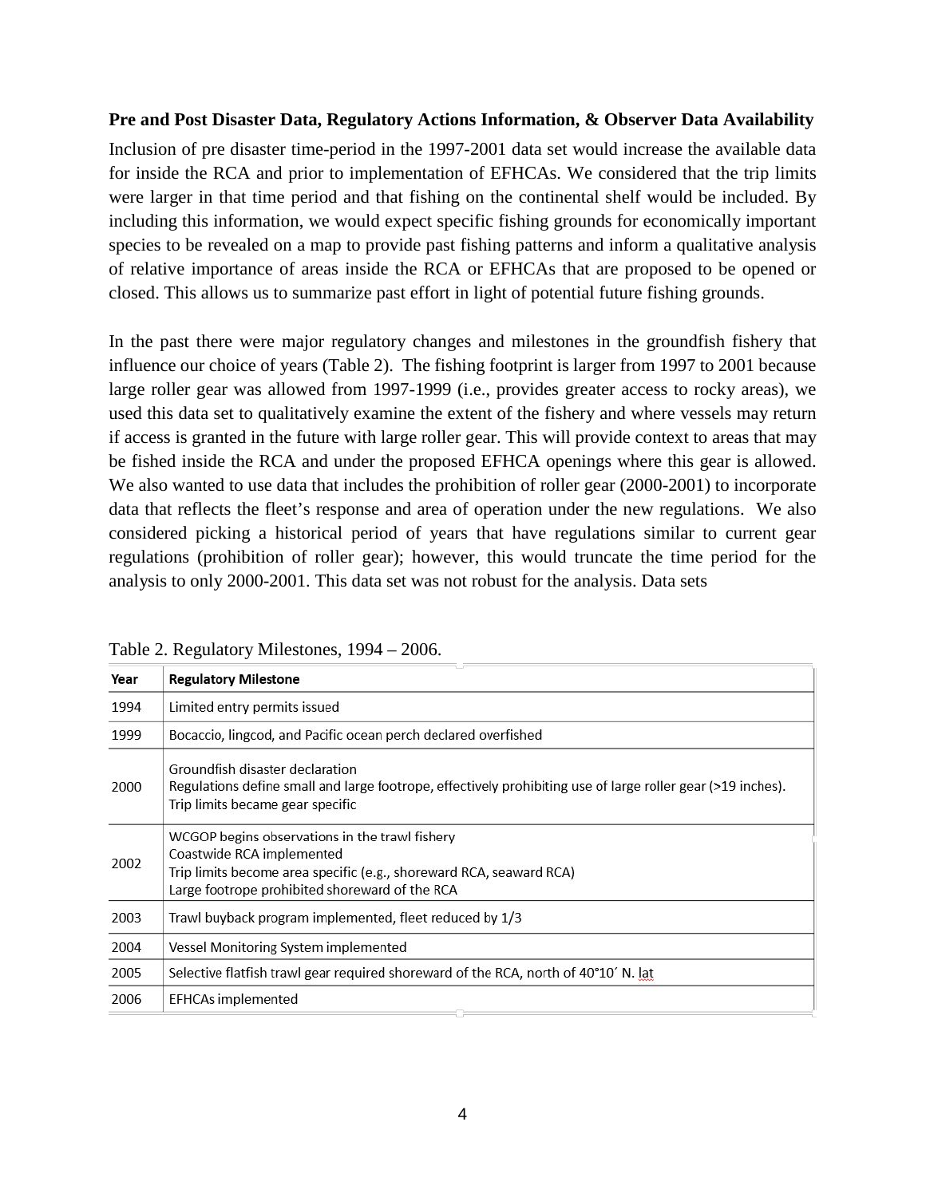**Pre and Post Disaster Data, Regulatory Actions Information, & Observer Data Availability**

Inclusion of pre disaster time-period in the 1997-2001 data set would increase the available data for inside the RCA and prior to implementation of EFHCAs. We considered that the trip limits were larger in that time period and that fishing on the continental shelf would be included. By including this information, we would expect specific fishing grounds for economically important species to be revealed on a map to provide past fishing patterns and inform a qualitative analysis of relative importance of areas inside the RCA or EFHCAs that are proposed to be opened or closed. This allows us to summarize past effort in light of potential future fishing grounds.

In the past there were major regulatory changes and milestones in the groundfish fishery that influence our choice of years (Table 2). The fishing footprint is larger from 1997 to 2001 because large roller gear was allowed from 1997-1999 (i.e., provides greater access to rocky areas), we used this data set to qualitatively examine the extent of the fishery and where vessels may return if access is granted in the future with large roller gear. This will provide context to areas that may be fished inside the RCA and under the proposed EFHCA openings where this gear is allowed. We also wanted to use data that includes the prohibition of roller gear (2000-2001) to incorporate data that reflects the fleet's response and area of operation under the new regulations. We also considered picking a historical period of years that have regulations similar to current gear regulations (prohibition of roller gear); however, this would truncate the time period for the analysis to only 2000-2001. This data set was not robust for the analysis. Data sets

Table 2. Regulatory Milestones, 1994 – 2006.

| Year | Regulatory Milestone |
|---|---|
| 1994 | Limited entry permits issued |
| 1999 | Bocaccio, lingcod, and Pacific ocean perch declared overfished |
| 2000 | Groundfish disaster declaration<br>Regulations define small and large footrope, effectively prohibiting use of large roller gear (>19 inches).<br>Trip limits became gear specific |
| 2002 | WCGOP begins observations in the trawl fishery<br>Coastwide RCA implemented<br>Trip limits become area specific (e.g., shoreward RCA, seaward RCA)<br>Large footrope prohibited shoreward of the RCA |
| 2003 | Trawl buyback program implemented, fleet reduced by 1/3 |
| 2004 | Vessel Monitoring System implemented |
| 2005 | Selective flatfish trawl gear required shoreward of the RCA, north of 40°10´ N. lat |
| 2006 | EFHCAs implemented |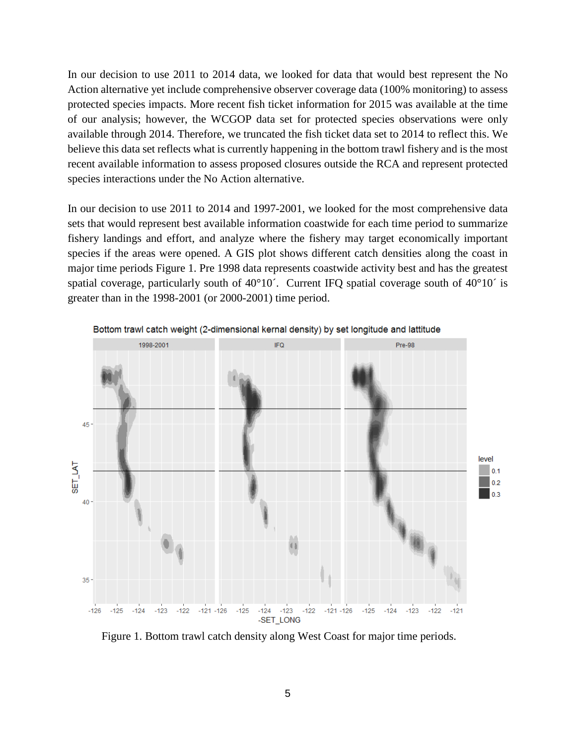In our decision to use 2011 to 2014 data, we looked for data that would best represent the No Action alternative yet include comprehensive observer coverage data (100% monitoring) to assess protected species impacts. More recent fish ticket information for 2015 was available at the time of our analysis; however, the WCGOP data set for protected species observations were only available through 2014. Therefore, we truncated the fish ticket data set to 2014 to reflect this. We believe this data set reflects what is currently happening in the bottom trawl fishery and is the most recent available information to assess proposed closures outside the RCA and represent protected species interactions under the No Action alternative.

In our decision to use 2011 to 2014 and 1997-2001, we looked for the most comprehensive data sets that would represent best available information coastwide for each time period to summarize fishery landings and effort, and analyze where the fishery may target economically important species if the areas were opened. A GIS plot shows different catch densities along the coast in major time periods Figure 1. Pre 1998 data represents coastwide activity best and has the greatest spatial coverage, particularly south of 40°10´. Current IFQ spatial coverage south of 40°10´ is greater than in the 1998-2001 (or 2000-2001) time period.

Figure 1. Bottom trawl catch density along West Coast for major time periods.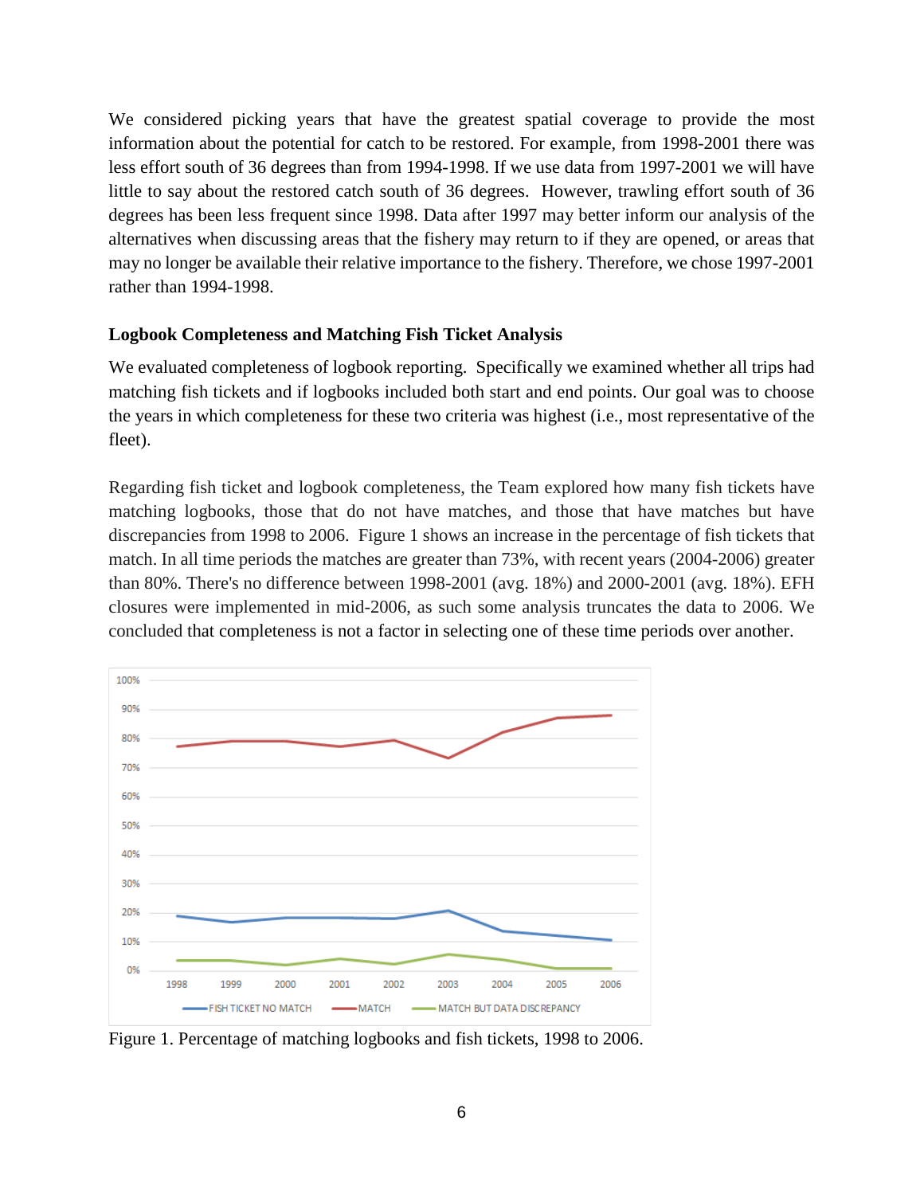We considered picking years that have the greatest spatial coverage to provide the most information about the potential for catch to be restored. For example, from 1998-2001 there was less effort south of 36 degrees than from 1994-1998. If we use data from 1997-2001 we will have little to say about the restored catch south of 36 degrees. However, trawling effort south of 36 degrees has been less frequent since 1998. Data after 1997 may better inform our analysis of the alternatives when discussing areas that the fishery may return to if they are opened, or areas that may no longer be available their relative importance to the fishery. Therefore, we chose 1997-2001 rather than 1994-1998.

**Logbook Completeness and Matching Fish Ticket Analysis**

We evaluated completeness of logbook reporting. Specifically we examined whether all trips had matching fish tickets and if logbooks included both start and end points. Our goal was to choose the years in which completeness for these two criteria was highest (i.e., most representative of the fleet).

Regarding fish ticket and logbook completeness, the Team explored how many fish tickets have matching logbooks, those that do not have matches, and those that have matches but have discrepancies from 1998 to 2006. Figure 1 shows an increase in the percentage of fish tickets that match. In all time periods the matches are greater than 73%, with recent years (2004-2006) greater than 80%. There's no difference between 1998-2001 (avg. 18%) and 2000-2001 (avg. 18%). EFH closures were implemented in mid-2006, as such some analysis truncates the data to 2006. We concluded that completeness is not a factor in selecting one of these time periods over another.

Figure 1. Percentage of matching logbooks and fish tickets, 1998 to 2006.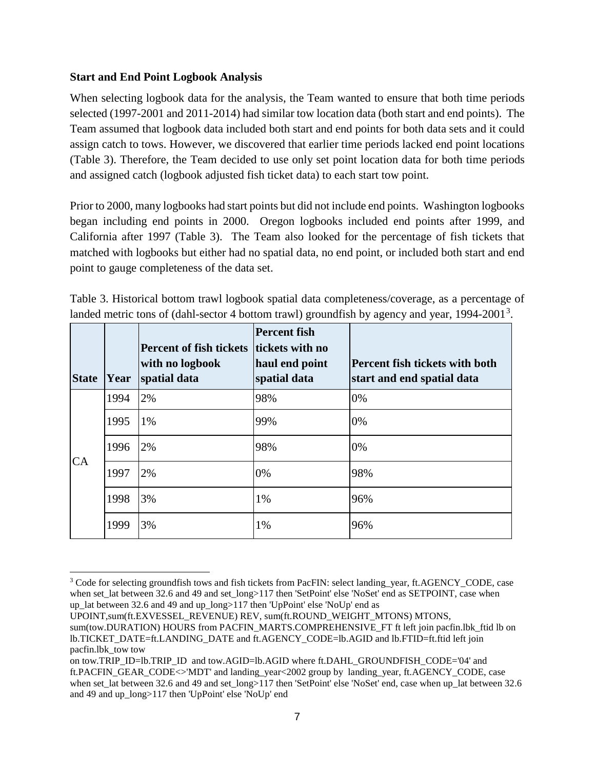**Start and End Point Logbook Analysis**

When selecting logbook data for the analysis, the Team wanted to ensure that both time periods selected (1997-2001 and 2011-2014) had similar tow location data (both start and end points). The Team assumed that logbook data included both start and end points for both data sets and it could assign catch to tows. However, we discovered that earlier time periods lacked end point locations (Table 3). Therefore, the Team decided to use only set point location data for both time periods and assigned catch (logbook adjusted fish ticket data) to each start tow point.

Prior to 2000, many logbooks had start points but did not include end points. Washington logbooks began including end points in 2000. Oregon logbooks included end points after 1999, and California after 1997 (Table 3). The Team also looked for the percentage of fish tickets that matched with logbooks but either had no spatial data, no end point, or included both start and end point to gauge completeness of the data set.

Table 3. Historical bottom trawl logbook spatial data completeness/coverage, as a percentage of landed metric tons of (dahl-sector 4 bottom trawl) groundfish by agency and year, 1994-2001[3].

| State | Year | Percent of fish tickets with no logbook spatial data | Percent fish tickets with no haul end point spatial data | Percent fish tickets with both start and end spatial data |
|---|---|---|---|---|
| CA | 1994 | 2% | 98% | 0% |
| | 1995 | 1% | 99% | 0% |
| | 1996 | 2% | 98% | 0% |
| | 1997 | 2% | 0% | 98% |
| | 1998 | 3% | 1% | 96% |
| | 1999 | 3% | 1% | 96% |

[3] Code for selecting groundfish tows and fish tickets from PacFIN: select landing_year, ft.AGENCY_CODE, case when set_lat between 32.6 and 49 and set_long>117 then 'SetPoint' else 'NoSet' end as SETPOINT, case when up_lat between 32.6 and 49 and up_long>117 then 'UpPoint' else 'NoUp' end as UPOINT,sum(ft.EXVESSEL_REVENUE) REV, sum(ft.ROUND_WEIGHT_MTONS) MTONS, sum(tow.DURATION) HOURS from PACFIN_MARTS.COMPREHENSIVE_FT ft left join pacfin.lbk_ftid lb on lb.TICKET_DATE=ft.LANDING_DATE and ft.AGENCY_CODE=lb.AGID and lb.FTID=ft.ftid left join pacfin.lbk_tow tow on tow.TRIP_ID=lb.TRIP_ID and tow.AGID=lb.AGID where ft.DAHL_GROUNDFISH_CODE='04' and ft.PACFIN_GEAR_CODE<>'MDT' and landing_year<2002 group by landing_year, ft.AGENCY_CODE, case when set_lat between 32.6 and 49 and set_long>117 then 'SetPoint' else 'NoSet' end, case when up_lat between 32.6 and 49 and up_long>117 then 'UpPoint' else 'NoUp' end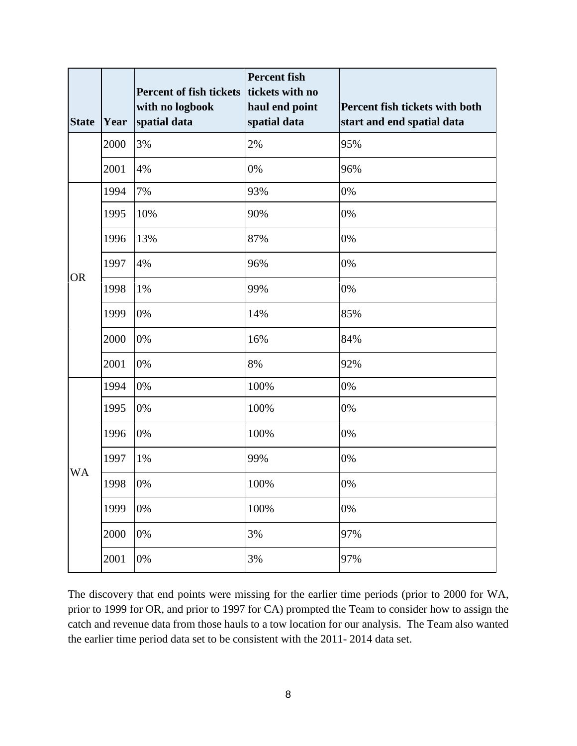| State | Year | Percent of fish tickets with no logbook spatial data | Percent fish tickets with no haul end point spatial data | Percent fish tickets with both start and end spatial data |
|---|---|---|---|---|
| | 2000 | 3% | 2% | 95% |
| | 2001 | 4% | 0% | 96% |
| OR | 1994 | 7% | 93% | 0% |
| | 1995 | 10% | 90% | 0% |
| | 1996 | 13% | 87% | 0% |
| | 1997 | 4% | 96% | 0% |
| | 1998 | 1% | 99% | 0% |
| | 1999 | 0% | 14% | 85% |
| | 2000 | 0% | 16% | 84% |
| | 2001 | 0% | 8% | 92% |
| WA | 1994 | 0% | 100% | 0% |
| | 1995 | 0% | 100% | 0% |
| | 1996 | 0% | 100% | 0% |
| | 1997 | 1% | 99% | 0% |
| | 1998 | 0% | 100% | 0% |
| | 1999 | 0% | 100% | 0% |
| | 2000 | 0% | 3% | 97% |
| | 2001 | 0% | 3% | 97% |

The discovery that end points were missing for the earlier time periods (prior to 2000 for WA, prior to 1999 for OR, and prior to 1997 for CA) prompted the Team to consider how to assign the catch and revenue data from those hauls to a tow location for our analysis. The Team also wanted the earlier time period data set to be consistent with the 2011- 2014 data set.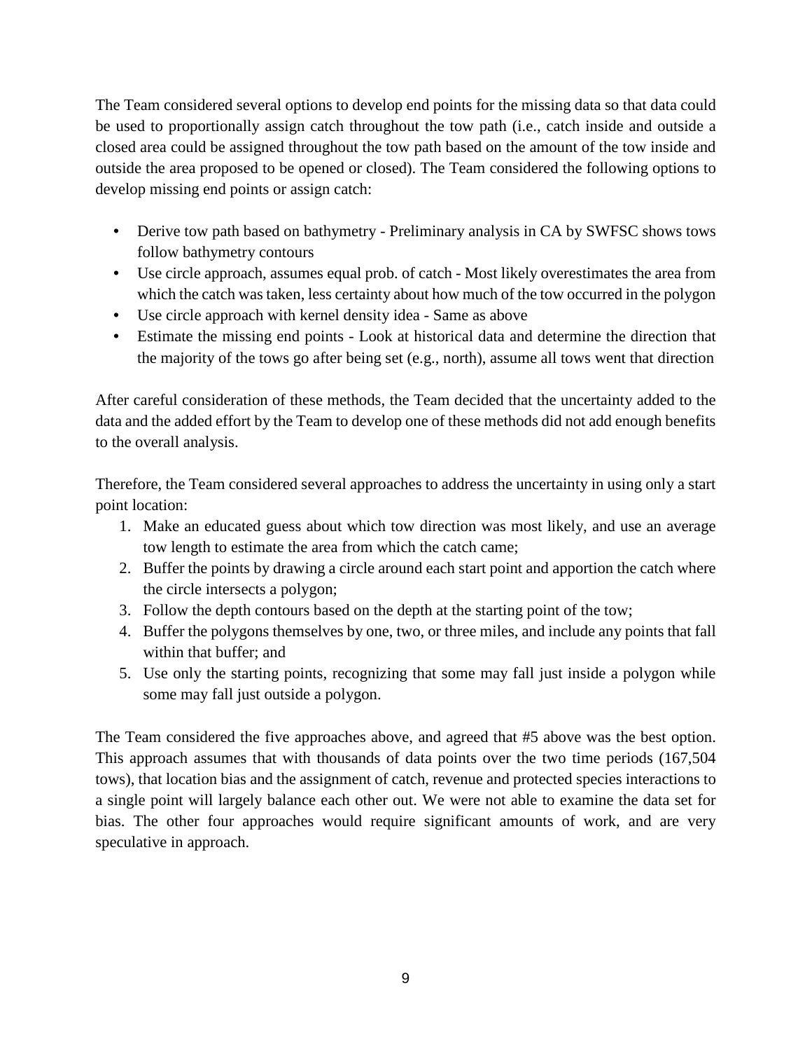The Team considered several options to develop end points for the missing data so that data could be used to proportionally assign catch throughout the tow path (i.e., catch inside and outside a closed area could be assigned throughout the tow path based on the amount of the tow inside and outside the area proposed to be opened or closed). The Team considered the following options to develop missing end points or assign catch:

- Derive tow path based on bathymetry - Preliminary analysis in CA by SWFSC shows tows follow bathymetry contours
- Use circle approach, assumes equal prob. of catch - Most likely overestimates the area from which the catch was taken, less certainty about how much of the tow occurred in the polygon
- Use circle approach with kernel density idea - Same as above
- Estimate the missing end points - Look at historical data and determine the direction that the majority of the tows go after being set (e.g., north), assume all tows went that direction

After careful consideration of these methods, the Team decided that the uncertainty added to the data and the added effort by the Team to develop one of these methods did not add enough benefits to the overall analysis.

Therefore, the Team considered several approaches to address the uncertainty in using only a start point location:

1. Make an educated guess about which tow direction was most likely, and use an average tow length to estimate the area from which the catch came;
2. Buffer the points by drawing a circle around each start point and apportion the catch where the circle intersects a polygon;
3. Follow the depth contours based on the depth at the starting point of the tow;
4. Buffer the polygons themselves by one, two, or three miles, and include any points that fall within that buffer; and
5. Use only the starting points, recognizing that some may fall just inside a polygon while some may fall just outside a polygon.

The Team considered the five approaches above, and agreed that #5 above was the best option. This approach assumes that with thousands of data points over the two time periods (167,504 tows), that location bias and the assignment of catch, revenue and protected species interactions to a single point will largely balance each other out. We were not able to examine the data set for bias. The other four approaches would require significant amounts of work, and are very speculative in approach.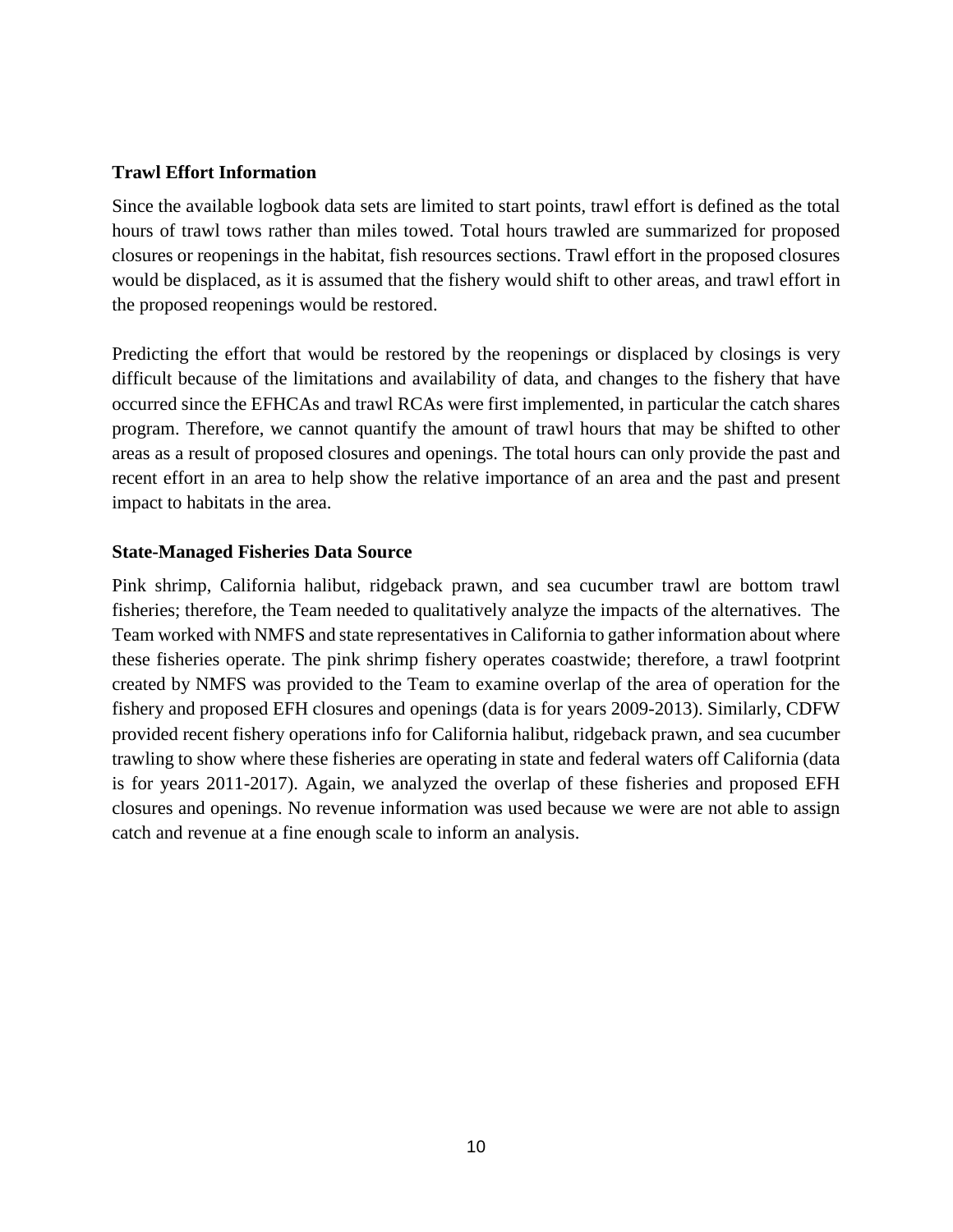**Trawl Effort Information**

Since the available logbook data sets are limited to start points, trawl effort is defined as the total hours of trawl tows rather than miles towed. Total hours trawled are summarized for proposed closures or reopenings in the habitat, fish resources sections. Trawl effort in the proposed closures would be displaced, as it is assumed that the fishery would shift to other areas, and trawl effort in the proposed reopenings would be restored.

Predicting the effort that would be restored by the reopenings or displaced by closings is very difficult because of the limitations and availability of data, and changes to the fishery that have occurred since the EFHCAs and trawl RCAs were first implemented, in particular the catch shares program. Therefore, we cannot quantify the amount of trawl hours that may be shifted to other areas as a result of proposed closures and openings. The total hours can only provide the past and recent effort in an area to help show the relative importance of an area and the past and present impact to habitats in the area.

**State-Managed Fisheries Data Source**

Pink shrimp, California halibut, ridgeback prawn, and sea cucumber trawl are bottom trawl fisheries; therefore, the Team needed to qualitatively analyze the impacts of the alternatives. The Team worked with NMFS and state representatives in California to gather information about where these fisheries operate. The pink shrimp fishery operates coastwide; therefore, a trawl footprint created by NMFS was provided to the Team to examine overlap of the area of operation for the fishery and proposed EFH closures and openings (data is for years 2009-2013). Similarly, CDFW provided recent fishery operations info for California halibut, ridgeback prawn, and sea cucumber trawling to show where these fisheries are operating in state and federal waters off California (data is for years 2011-2017). Again, we analyzed the overlap of these fisheries and proposed EFH closures and openings. No revenue information was used because we were are not able to assign catch and revenue at a fine enough scale to inform an analysis.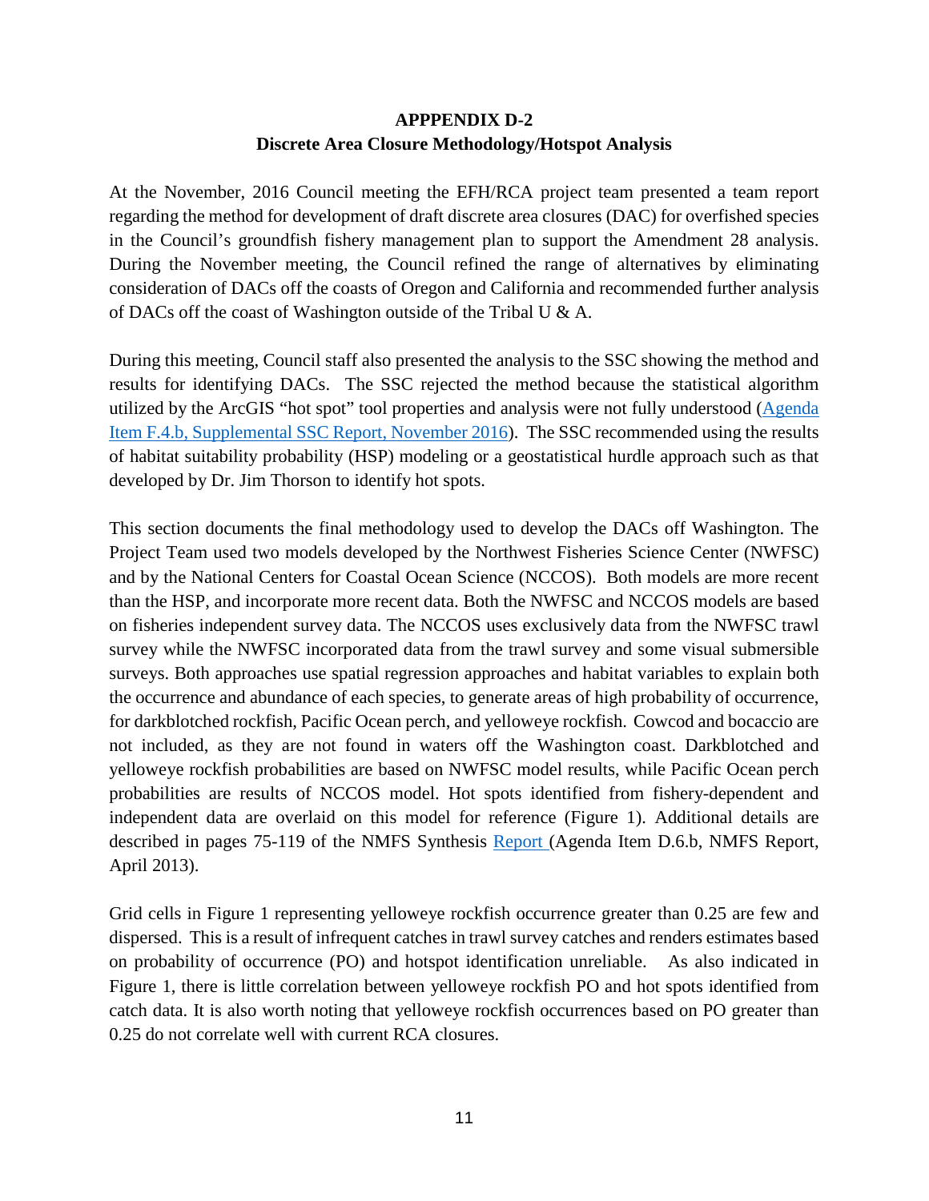**APPPENDIX D-2**

**Discrete Area Closure Methodology/Hotspot Analysis**

At the November, 2016 Council meeting the EFH/RCA project team presented a team report regarding the method for development of draft discrete area closures (DAC) for overfished species in the Council's groundfish fishery management plan to support the Amendment 28 analysis. During the November meeting, the Council refined the range of alternatives by eliminating consideration of DACs off the coasts of Oregon and California and recommended further analysis of DACs off the coast of Washington outside of the Tribal U & A.

During this meeting, Council staff also presented the analysis to the SSC showing the method and results for identifying DACs. The SSC rejected the method because the statistical algorithm utilized by the ArcGIS "hot spot" tool properties and analysis were not fully understood (Agenda Item F.4.b, Supplemental SSC Report, November 2016). The SSC recommended using the results of habitat suitability probability (HSP) modeling or a geostatistical hurdle approach such as that developed by Dr. Jim Thorson to identify hot spots.

This section documents the final methodology used to develop the DACs off Washington. The Project Team used two models developed by the Northwest Fisheries Science Center (NWFSC) and by the National Centers for Coastal Ocean Science (NCCOS). Both models are more recent than the HSP, and incorporate more recent data. Both the NWFSC and NCCOS models are based on fisheries independent survey data. The NCCOS uses exclusively data from the NWFSC trawl survey while the NWFSC incorporated data from the trawl survey and some visual submersible surveys. Both approaches use spatial regression approaches and habitat variables to explain both the occurrence and abundance of each species, to generate areas of high probability of occurrence, for darkblotched rockfish, Pacific Ocean perch, and yelloweye rockfish. Cowcod and bocaccio are not included, as they are not found in waters off the Washington coast. Darkblotched and yelloweye rockfish probabilities are based on NWFSC model results, while Pacific Ocean perch probabilities are results of NCCOS model. Hot spots identified from fishery-dependent and independent data are overlaid on this model for reference (Figure 1). Additional details are described in pages 75-119 of the NMFS Synthesis Report (Agenda Item D.6.b, NMFS Report, April 2013).

Grid cells in Figure 1 representing yelloweye rockfish occurrence greater than 0.25 are few and dispersed. This is a result of infrequent catches in trawl survey catches and renders estimates based on probability of occurrence (PO) and hotspot identification unreliable. As also indicated in Figure 1, there is little correlation between yelloweye rockfish PO and hot spots identified from catch data. It is also worth noting that yelloweye rockfish occurrences based on PO greater than 0.25 do not correlate well with current RCA closures.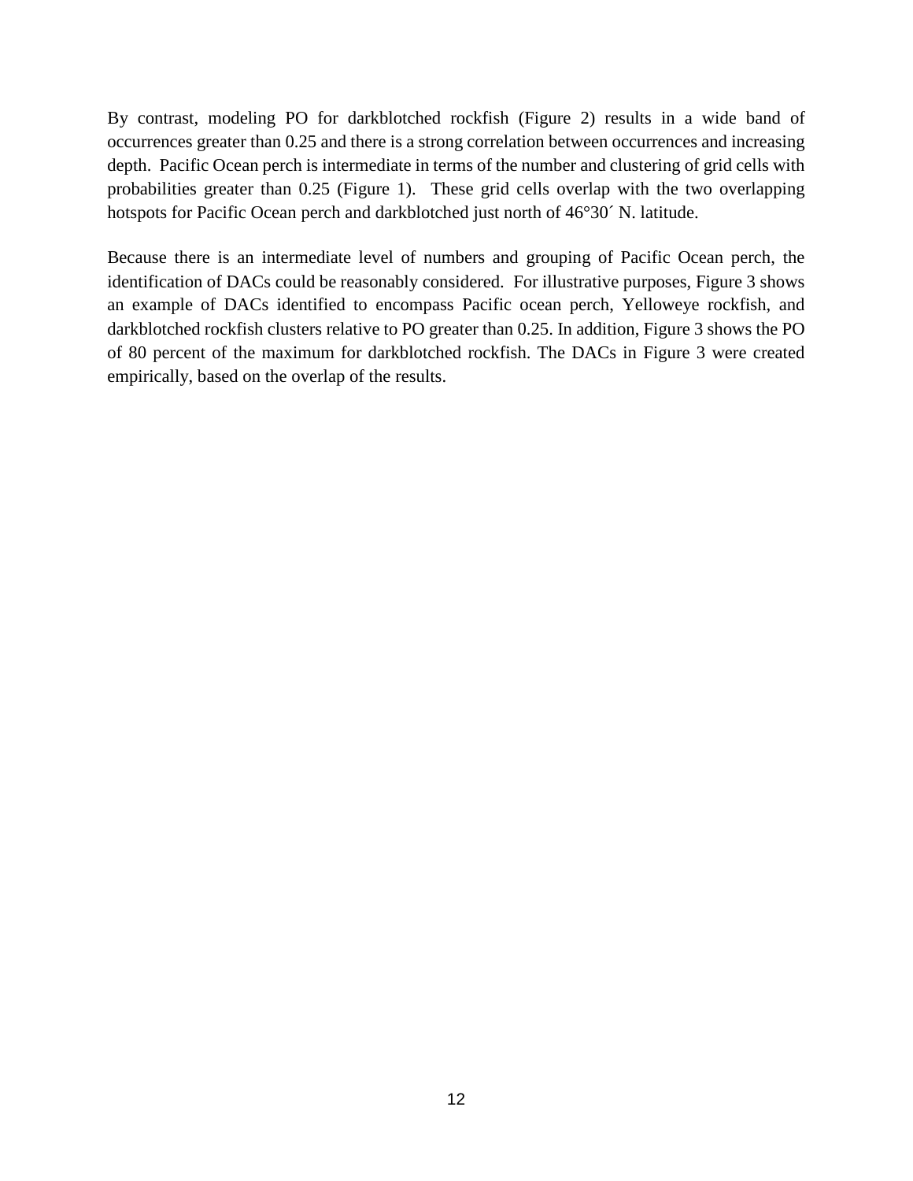By contrast, modeling PO for darkblotched rockfish (Figure 2) results in a wide band of occurrences greater than 0.25 and there is a strong correlation between occurrences and increasing depth. Pacific Ocean perch is intermediate in terms of the number and clustering of grid cells with probabilities greater than 0.25 (Figure 1). These grid cells overlap with the two overlapping hotspots for Pacific Ocean perch and darkblotched just north of 46°30´ N. latitude.

Because there is an intermediate level of numbers and grouping of Pacific Ocean perch, the identification of DACs could be reasonably considered. For illustrative purposes, Figure 3 shows an example of DACs identified to encompass Pacific ocean perch, Yelloweye rockfish, and darkblotched rockfish clusters relative to PO greater than 0.25. In addition, Figure 3 shows the PO of 80 percent of the maximum for darkblotched rockfish. The DACs in Figure 3 were created empirically, based on the overlap of the results.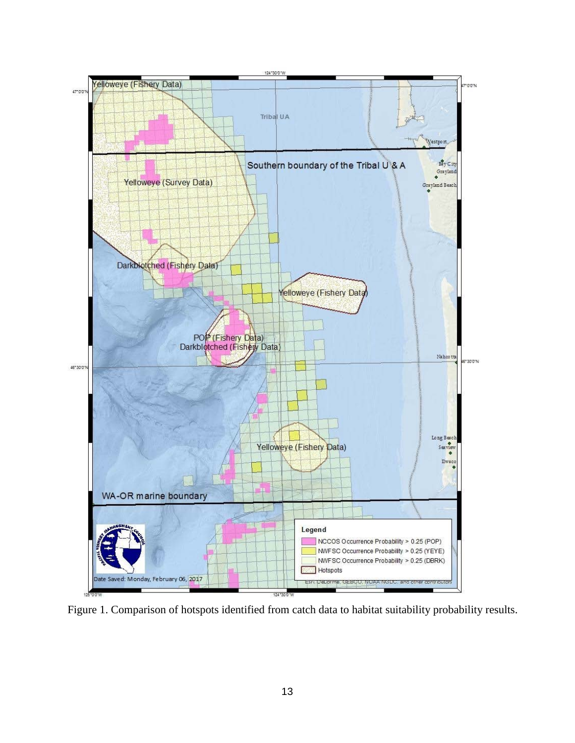Figure 1. Comparison of hotspots identified from catch data to habitat suitability probability results.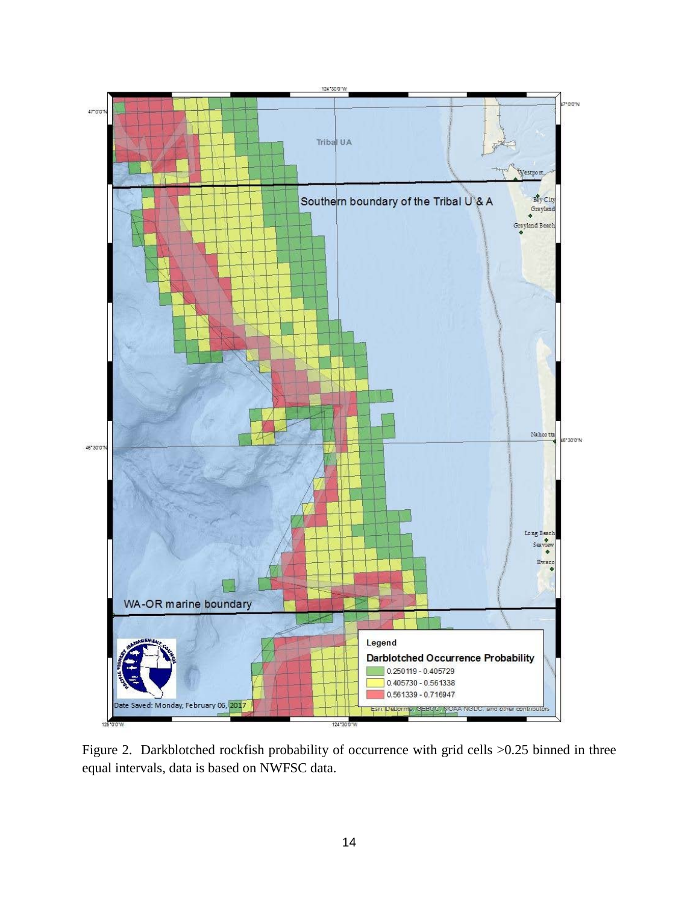Figure 2. Darkblotched rockfish probability of occurrence with grid cells >0.25 binned in three equal intervals, data is based on NWFSC data.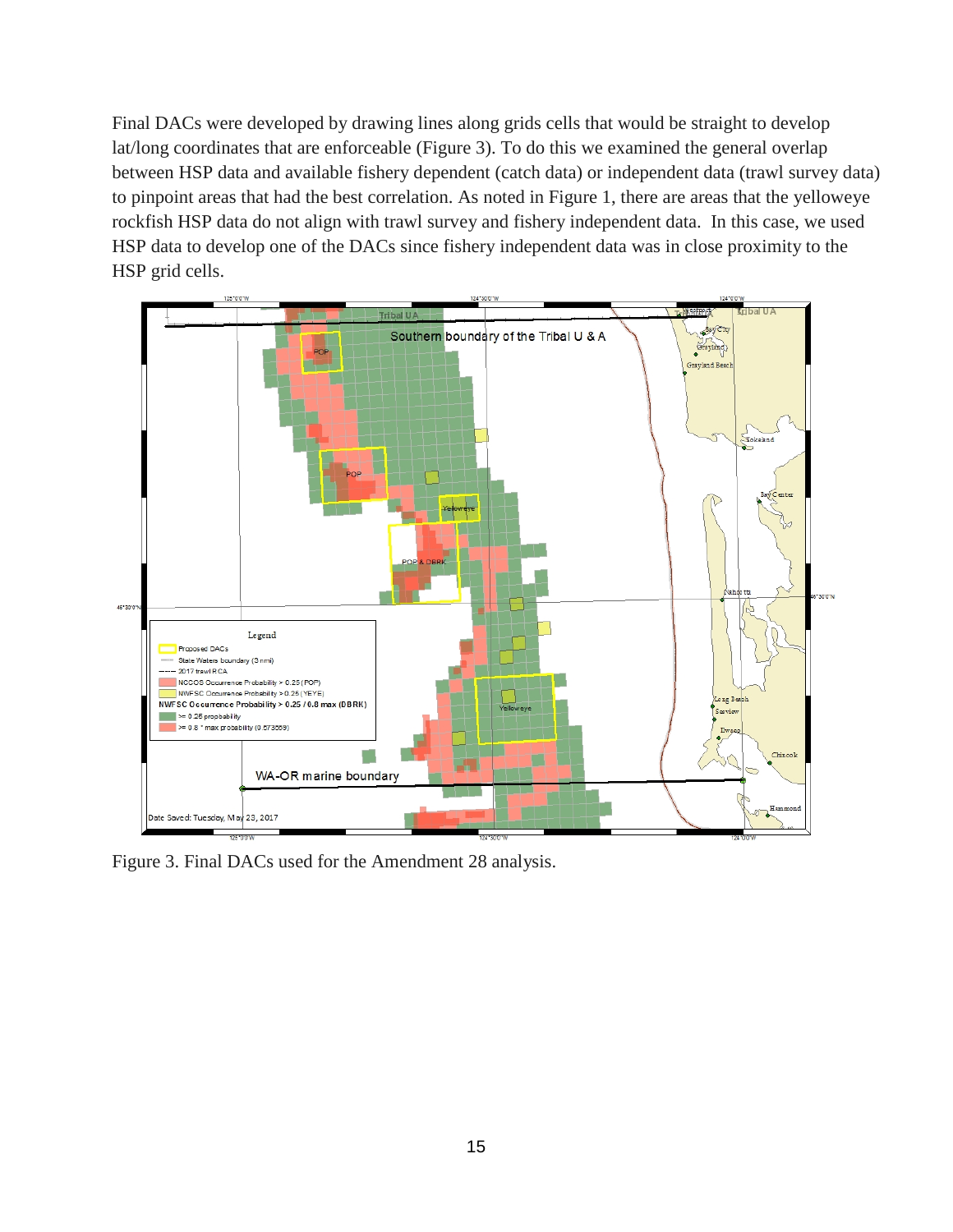Final DACs were developed by drawing lines along grids cells that would be straight to develop lat/long coordinates that are enforceable (Figure 3). To do this we examined the general overlap between HSP data and available fishery dependent (catch data) or independent data (trawl survey data) to pinpoint areas that had the best correlation. As noted in Figure 1, there are areas that the yelloweye rockfish HSP data do not align with trawl survey and fishery independent data. In this case, we used HSP data to develop one of the DACs since fishery independent data was in close proximity to the HSP grid cells.

125°0'0"W

124°30'0"W

124°0'0"W

Tribal UA

Tribal UA

Southern boundary of the Tribal U & A

Westport

Bay City

Grayland

Grayland Beach

Tokeland

Bay Center

POP

POP

Yelloweye

POP & DBRK

Nahcotta

46°30'0"N

46°30'0"N

Legend

Proposed DACs

State Waters boundary (3 nmi)

2017 trawl RCA

NCCOS Occurrence Probability > 0.25 (POP)

NWFSC Occurrence Probability > 0.25 (YEYE)

NWFSC Occurrence Probability > 0.25 / 0.8 max (DBRK)

>= 0.25 probability

>= 0.8 * max probability (0.573659)

Yelloweye

Long Beach

Seaview

Ilwaco

Chinook

WA-OR marine boundary

Hammond

Date Saved: Tuesday, May 23, 2017

125°0'0"W

124°30'0"W

124°0'0"W

Figure 3. Final DACs used for the Amendment 28 analysis.